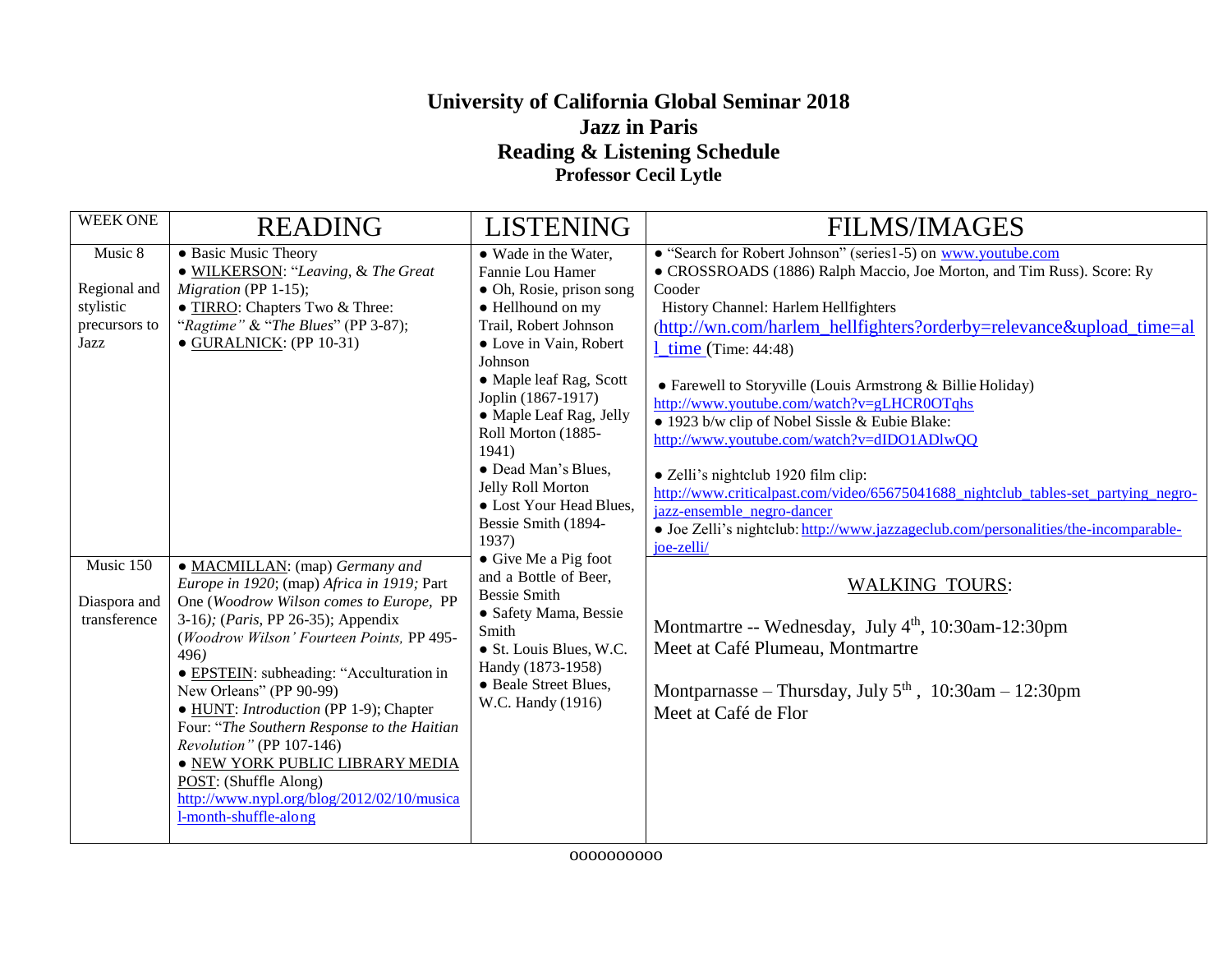# University of California Global Seminar 2018
# Jazz in Paris
# Reading & Listening Schedule
### Professor Cecil Lytle

| WEEK ONE | READING | LISTENING | FILMS/IMAGES |
|---|---|---|---|
| Music 8<br><br>Regional and stylistic precursors to Jazz | • Basic Music Theory<br>• WILKERSON: "*Leaving*, & *The Great Migration* (PP 1-15);<br>• TIRRO: Chapters Two & Three: "*Ragtime"* & "*The Blues*" (PP 3-87);<br>• GURALNICK: (PP 10-31) | • Wade in the Water, Fannie Lou Hamer<br>• Oh, Rosie, prison song<br>• Hellhound on my Trail, Robert Johnson<br>• Love in Vain, Robert Johnson<br>• Maple leaf Rag, Scott Joplin (1867-1917)<br>• Maple Leaf Rag, Jelly Roll Morton (1885-1941)<br>• Dead Man's Blues, Jelly Roll Morton<br>• Lost Your Head Blues, Bessie Smith (1894-1937)<br>• Give Me a Pig foot and a Bottle of Beer, Bessie Smith<br>• Safety Mama, Bessie Smith<br>• St. Louis Blues, W.C. Handy (1873-1958)<br>• Beale Street Blues, W.C. Handy (1916) | • "Search for Robert Johnson" (series1-5) on www.youtube.com<br>• CROSSROADS (1886) Ralph Maccio, Joe Morton, and Tim Russ). Score: Ry Cooder<br>History Channel: Harlem Hellfighters (http://wn.com/harlem_hellfighters?orderby=relevance&upload_time=all_time (Time: 44:48)<br><br>• Farewell to Storyville (Louis Armstrong & Billie Holiday) http://www.youtube.com/watch?v=gLHCR0OTqhs<br>• 1923 b/w clip of Nobel Sissle & Eubie Blake: http://www.youtube.com/watch?v=dIDO1ADlwQQ<br><br>• Zelli's nightclub 1920 film clip: http://www.criticalpast.com/video/65675041688_nightclub_tables-set_partying_negro-jazz-ensemble_negro-dancer<br>• Joe Zelli's nightclub: http://www.jazzageclub.com/personalities/the-incomparable-joe-zelli/ |
| Music 150<br><br>Diaspora and transference | • MACMILLAN: (map) *Germany and Europe in 1920*; (map) *Africa in 1919;* Part One (*Woodrow Wilson comes to Europe*, PP 3-16*);* (*Paris*, PP 26-35); Appendix (*Woodrow Wilson' Fourteen Points,* PP 495-496*)*<br>• EPSTEIN: subheading: "Acculturation in New Orleans" (PP 90-99)<br>• HUNT: *Introduction* (PP 1-9); Chapter Four: "*The Southern Response to the Haitian Revolution"* (PP 107-146)<br>• NEW YORK PUBLIC LIBRARY MEDIA POST: (Shuffle Along) http://www.nypl.org/blog/2012/02/10/musical-month-shuffle-along | | WALKING TOURS:<br><br>Montmartre -- Wednesday, July 4th, 10:30am-12:30pm<br>Meet at Café Plumeau, Montmartre<br><br>Montparnasse – Thursday, July 5th , 10:30am – 12:30pm<br>Meet at Café de Flor |

oooooooooo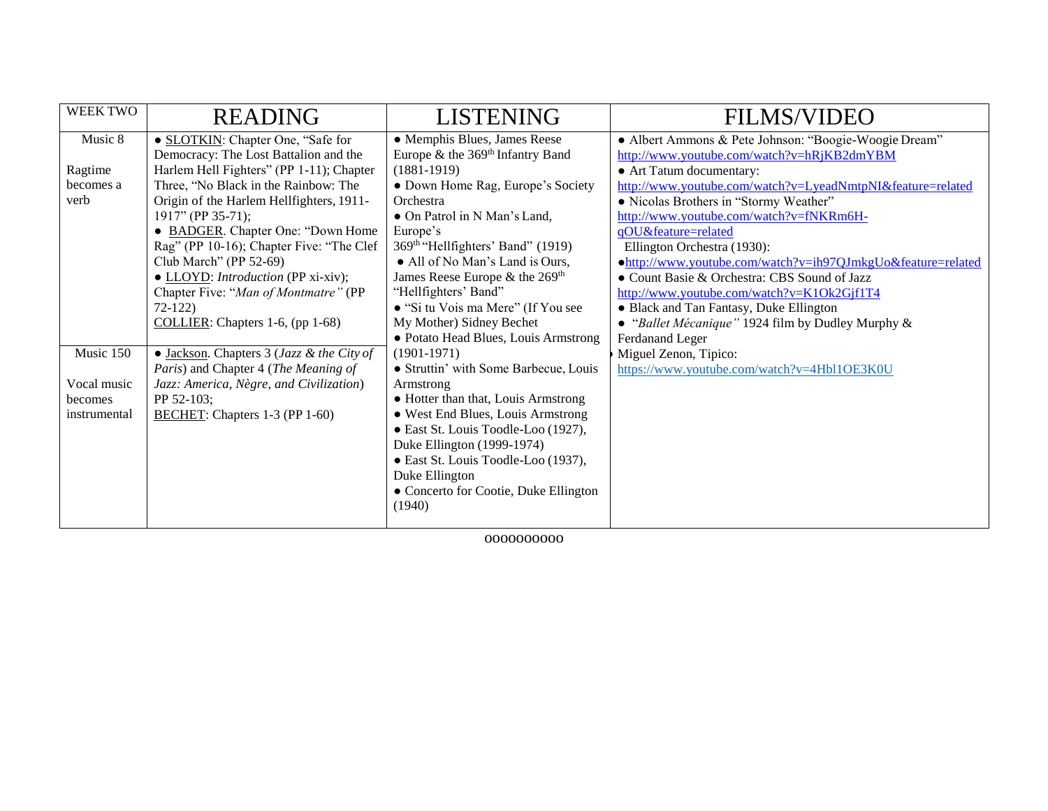| WEEK TWO | READING | LISTENING | FILMS/VIDEO |
|---|---|---|---|
| Music 8<br><br>Ragtime becomes a verb | • SLOTKIN: Chapter One, "Safe for Democracy: The Lost Battalion and the Harlem Hell Fighters" (PP 1-11); Chapter Three, "No Black in the Rainbow: The Origin of the Harlem Hellfighters, 1911-1917" (PP 35-71);<br>• BADGER. Chapter One: "Down Home Rag" (PP 10-16); Chapter Five: "The Clef Club March" (PP 52-69)<br>• LLOYD: *Introduction* (PP xi-xiv); Chapter Five: "*Man of Montmatre"* (PP 72-122)<br>COLLIER: Chapters 1-6, (pp 1-68) | • Memphis Blues, James Reese Europe & the 369th Infantry Band (1881-1919)<br>• Down Home Rag, Europe's Society Orchestra<br>• On Patrol in N Man's Land, Europe's 369th "Hellfighters' Band" (1919)<br>• All of No Man's Land is Ours, James Reese Europe & the 269th "Hellfighters' Band"<br>• "Si tu Vois ma Mere" (If You see My Mother) Sidney Bechet<br>• Potato Head Blues, Louis Armstrong (1901-1971)<br>• Struttin' with Some Barbecue, Louis Armstrong<br>• Hotter than that, Louis Armstrong<br>• West End Blues, Louis Armstrong<br>• East St. Louis Toodle-Loo (1927), Duke Ellington (1999-1974)<br>• East St. Louis Toodle-Loo (1937), Duke Ellington<br>• Concerto for Cootie, Duke Ellington (1940) | • Albert Ammons & Pete Johnson: "Boogie-Woogie Dream" http://www.youtube.com/watch?v=hRjKB2dmYBM<br>• Art Tatum documentary: http://www.youtube.com/watch?v=LyeadNmtpNI&feature=related<br>• Nicolas Brothers in "Stormy Weather" http://www.youtube.com/watch?v=fNKRm6H-qOU&feature=related<br>Ellington Orchestra (1930):<br>• http://www.youtube.com/watch?v=ih97QJmkgUo&feature=related<br>• Count Basie & Orchestra: CBS Sound of Jazz http://www.youtube.com/watch?v=K1Ok2Gjf1T4<br>• Black and Tan Fantasy, Duke Ellington<br>• "*Ballet Mécanique"* 1924 film by Dudley Murphy & Ferdanand Leger<br>• Miguel Zenon, Tipico: https://www.youtube.com/watch?v=4Hbl1OE3K0U |
| Music 150<br><br>Vocal music becomes instrumental | • Jackson. Chapters 3 (*Jazz & the City of Paris*) and Chapter 4 (*The Meaning of Jazz: America, Nègre, and Civilization*) PP 52-103;<br>BECHET: Chapters 1-3 (PP 1-60) | | |

oooooooooo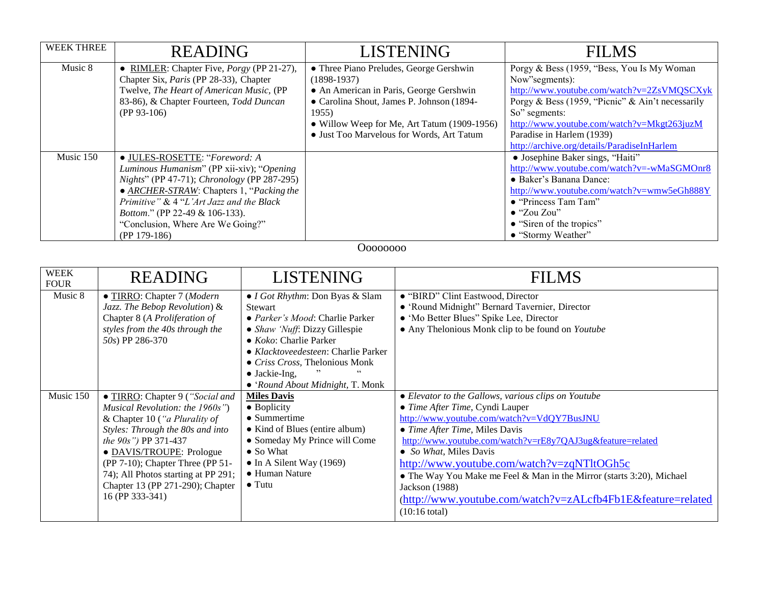| WEEK THREE | READING | LISTENING | FILMS |
|---|---|---|---|
| Music 8 | • RIMLER: Chapter Five, *Porgy* (PP 21-27), Chapter Six, *Paris* (PP 28-33), Chapter Twelve, *The Heart of American Music,* (PP 83-86), & Chapter Fourteen, *Todd Duncan* (PP 93-106) | • Three Piano Preludes, George Gershwin (1898-1937)<br>• An American in Paris, George Gershwin<br>• Carolina Shout, James P. Johnson (1894-1955)<br>• Willow Weep for Me, Art Tatum (1909-1956)<br>• Just Too Marvelous for Words, Art Tatum | Porgy & Bess (1959, "Bess, You Is My Woman Now"segments): http://www.youtube.com/watch?v=2ZsVMQSCXyk<br>Porgy & Bess (1959, "Picnic" & Ain't necessarily So" segments: http://www.youtube.com/watch?v=Mkgt263juzM<br>Paradise in Harlem (1939) http://archive.org/details/ParadiseInHarlem |
| Music 150 | • JULES-ROSETTE: "*Foreword: A Luminous Humanism*" (PP xii-xiv); "*Opening Nights*" (PP 47-71); *Chronology* (PP 287-295)<br>• *ARCHER-STRAW*: Chapters 1, "*Packing the Primitive"* & 4 "*L'Art Jazz and the Black Bottom*." (PP 22-49 & 106-133). "Conclusion, Where Are We Going?" (PP 179-186) | | • Josephine Baker sings, "Haiti" http://www.youtube.com/watch?v=-wMaSGMOnr8<br>• Baker's Banana Dance: http://www.youtube.com/watch?v=wmw5eGh888Y<br>• "Princess Tam Tam"<br>• "Zou Zou"<br>• "Siren of the tropics"<br>• "Stormy Weather" |

Oooooooo

| WEEK FOUR | READING | LISTENING | FILMS |
|---|---|---|---|
| Music 8 | • TIRRO: Chapter 7 (*Modern Jazz. The Bebop Revolution*) & Chapter 8 (*A Proliferation of styles from the 40s through the 50s*) PP 286-370 | • *I Got Rhythm*: Don Byas & Slam Stewart<br>• *Parker's Mood*: Charlie Parker<br>• *Shaw 'Nuff*: Dizzy Gillespie<br>• *Koko*: Charlie Parker<br>• *Klacktoveedesteen*: Charlie Parker<br>• *Criss Cross,* Thelonious Monk<br>• Jackie-Ing, " "<br>• '*Round About Midnight,* T. Monk | • "BIRD" Clint Eastwood, Director<br>• 'Round Midnight" Bernard Tavernier, Director<br>• 'Mo Better Blues" Spike Lee, Director<br>• Any Thelonious Monk clip to be found on *Youtube* |
| Music 150 | • TIRRO: Chapter 9 (*"Social and Musical Revolution: the 1960s"*) & Chapter 10 (*"a Plurality of Styles: Through the 80s and into the 90s")* PP 371-437<br>• DAVIS/TROUPE: Prologue (PP 7-10); Chapter Three (PP 51-74); All Photos starting at PP 291; Chapter 13 (PP 271-290); Chapter 16 (PP 333-341) | **Miles Davis**<br>• Boplicity<br>• Summertime<br>• Kind of Blues (entire album)<br>• Someday My Prince will Come<br>• So What<br>• In A Silent Way (1969)<br>• Human Nature<br>• Tutu | • *Elevator to the Gallows*, various clips on Youtube<br>• *Time After Time*, Cyndi Lauper http://www.youtube.com/watch?v=VdQY7BusJNU<br>• *Time After Time*, Miles Davis http://www.youtube.com/watch?v=rE8y7QAJ3ug&feature=related<br>• *So What*, Miles Davis http://www.youtube.com/watch?v=zqNTltOGh5c<br>• The Way You Make me Feel & Man in the Mirror (starts 3:20), Michael Jackson (1988) (http://www.youtube.com/watch?v=zALcfb4Fb1E&feature=related (10:16 total) |